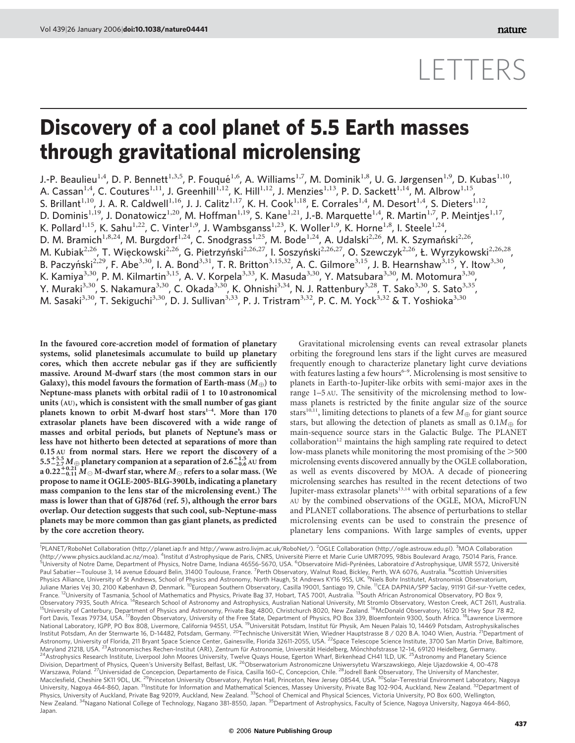# LETTERS

# Discovery of a cool planet of 5.5 Earth masses through gravitational microlensing

J.-P. Beaulieu[1,4], D. P. Bennett[1,3,5], P. Fouqué[1,6], A. Williams[1,7], M. Dominik[1,8], U. G. Jørgensen[1,9], D. Kubas[1,10], A. Cassan[1,4], C. Coutures[1,11], J. Greenhill[1,12], K. Hill[1,12], J. Menzies[1,13], P. D. Sackett[1,14], M. Albrow[1,15], S. Brillant[1,10], J. A. R. Caldwell[1,16], J. J. Calitz[1,17], K. H. Cook[1,18], E. Corrales[1,4], M. Desort[1,4], S. Dieters[1,12], D. Dominis[1,19], J. Donatowicz[1,20], M. Hoffman[1,19], S. Kane[1,21], J.-B. Marquette[1,4], R. Martin[1,7], P. Meintjes[1,17], K. Pollard[1,15], K. Sahu[1,22], C. Vinter[1,9], J. Wambsganss[1,23], K. Woller[1,9], K. Horne[1,8], I. Steele[1,24], D. M. Bramich[1,8,24], M. Burgdorf[1,24], C. Snodgrass[1,25], M. Bode[1,24], A. Udalski[2,26], M. K. Szymański[2,26], M. Kubiak[2,26], T. Więckowski[2,26], G. Pietrzyński[2,26,27], I. Soszyński[2,26,27], O. Szewczyk[2,26], Ł. Wyrzykowski[2,26,28], B. Paczyński[2,29], F. Abe[3,30], I. A. Bond[3,31], T. R. Britton[3,15,32], A. C. Gilmore[3,15], J. B. Hearnshaw[3,15], Y. Itow[3,30], K. Kamiya[3,30], P. M. Kilmartin[3,15], A. V. Korpela[3,33], K. Masuda[3,30], Y. Matsubara[3,30], M. Motomura[3,30], Y. Muraki[3,30], S. Nakamura[3,30], C. Okada[3,30], K. Ohnishi[3,34], N. J. Rattenbury[3,28], T. Sako[3,30], S. Sato[3,35], M. Sasaki[3,30], T. Sekiguchi[3,30], D. J. Sullivan[3,33], P. J. Tristram[3,32], P. C. M. Yock[3,32] & T. Yoshioka[3,30]

**In the favoured core-accretion model of formation of planetary systems, solid planetesimals accumulate to build up planetary cores, which then accrete nebular gas if they are sufficiently massive. Around M-dwarf stars (the most common stars in our Galaxy), this model favours the formation of Earth-mass ($M_{\oplus}$) to Neptune-mass planets with orbital radii of 1 to 10 astronomical units (AU), which is consistent with the small number of gas giant planets known to orbit M-dwarf host stars[1–4]. More than 170 extrasolar planets have been discovered with a wide range of masses and orbital periods, but planets of Neptune's mass or less have not hitherto been detected at separations of more than 0.15 AU from normal stars. Here we report the discovery of a $5.5^{+5.5}_{-2.7} M_{\oplus}$ planetary companion at a separation of $2.6^{+1.5}_{-0.6}$ AU from a $0.22^{+0.21}_{-0.11} M_{\odot}$ M-dwarf star, where $M_{\odot}$ refers to a solar mass. (We propose to name it OGLE-2005-BLG-390Lb, indicating a planetary mass companion to the lens star of the microlensing event.) The mass is lower than that of GJ876d (ref. 5), although the error bars overlap. Our detection suggests that such cool, sub-Neptune-mass planets may be more common than gas giant planets, as predicted by the core accretion theory.**

Gravitational microlensing events can reveal extrasolar planets orbiting the foreground lens stars if the light curves are measured frequently enough to characterize planetary light curve deviations with features lasting a few hours[6–9]. Microlensing is most sensitive to planets in Earth-to-Jupiter-like orbits with semi-major axes in the range 1–5 AU. The sensitivity of the microlensing method to low-mass planets is restricted by the finite angular size of the source stars[10,11], limiting detections to planets of a few $M_{\oplus}$ for giant source stars, but allowing the detection of planets as small as $0.1 M_{\oplus}$ for main-sequence source stars in the Galactic Bulge. The PLANET collaboration[12] maintains the high sampling rate required to detect low-mass planets while monitoring the most promising of the >500 microlensing events discovered annually by the OGLE collaboration, as well as events discovered by MOA. A decade of pioneering microlensing searches has resulted in the recent detections of two Jupiter-mass extrasolar planets[13,14] with orbital separations of a few AU by the combined observations of the OGLE, MOA, MicroFUN and PLANET collaborations. The absence of perturbations to stellar microlensing events can be used to constrain the presence of planetary lens companions. With large samples of events, upper

[1]PLANET/RoboNet Collaboration (http://planet.iap.fr and http://www.astro.livjm.ac.uk/RoboNet/). [2]OGLE Collaboration (http://ogle.astrouw.edu.pl). [3]MOA Collaboration (http://www.physics.auckland.ac.nz/moa). [4]Institut d'Astrophysique de Paris, CNRS, Université Pierre et Marie Curie UMR7095, 98bis Boulevard Arago, 75014 Paris, France. [5]University of Notre Dame, Department of Physics, Notre Dame, Indiana 46556-5670, USA. [6]Observatoire Midi-Pyrénées, Laboratoire d'Astrophysique, UMR 5572, Université Paul Sabatier—Toulouse 3, 14 avenue Edouard Belin, 31400 Toulouse, France. [7]Perth Observatory, Walnut Road, Bickley, Perth, WA 6076, Australia. [8]Scottish Universities Physics Alliance, University of St Andrews, School of Physics and Astronomy, North Haugh, St Andrews KY16 9SS, UK. [9]Niels Bohr Institutet, Astronomisk Observatorium, Juliane Maries Vej 30, 2100 København Ø, Denmark. [10]European Southern Observatory, Casilla 19001, Santiago 19, Chile. [11]CEA DAPNIA/SPP Saclay, 91191 Gif-sur-Yvette cedex, France. [12]University of Tasmania, School of Mathematics and Physics, Private Bag 37, Hobart, TAS 7001, Australia. [13]South African Astronomical Observatory, PO Box 9, Observatory 7935, South Africa. [14]Research School of Astronomy and Astrophysics, Australian National University, Mt Stromlo Observatory, Weston Creek, ACT 2611, Australia. [15]University of Canterbury, Department of Physics and Astronomy, Private Bag 4800, Christchurch 8020, New Zealand. [16]McDonald Observatory, 16120 St Hwy Spur 78 #2, Fort Davis, Texas 79734, USA. [17]Boyden Observatory, University of the Free State, Department of Physics, PO Box 339, Bloemfontein 9300, South Africa. [18]Lawrence Livermore National Laboratory, IGPP, PO Box 808, Livermore, California 94551, USA. [19]Universität Potsdam, Institut für Physik, Am Neuen Palais 10, 14469 Potsdam, Astrophysikalisches Institut Potsdam, An der Sternwarte 16, D-14482, Potsdam, Germany. [20]Technische Universität Wien, Wiedner Hauptstrasse 8 / 020 B.A. 1040 Wien, Austria. [21]Department of Astronomy, University of Florida, 211 Bryant Space Science Center, Gainesville, Florida 32611-2055, USA. [22]Space Telescope Science Institute, 3700 San Martin Drive, Baltimore, Maryland 21218, USA. [23]Astronomisches Rechen-Institut (ARI), Zentrum für Astronomie, Universität Heidelberg, Mönchhofstrasse 12–14, 69120 Heidelberg, Germany. [24]Astrophysics Research Institute, Liverpool John Moores University, Twelve Quays House, Egerton Wharf, Birkenhead CH41 1LD, UK. [25]Astronomy and Planetary Science Division, Department of Physics, Queen's University Belfast, Belfast, UK. [26]Obserwatorium Astronomiczne Uniwersytetu Warszawskiego, Aleje Ujazdowskie 4, 00-478 Warszawa, Poland. [27]Universidad de Concepcion, Departamento de Fisica, Casilla 160–C, Concepcion, Chile. [28]Jodrell Bank Observatory, The University of Manchester, Macclesfield, Cheshire SK11 9DL, UK. [29]Princeton University Observatory, Peyton Hall, Princeton, New Jersey 08544, USA. [30]Solar-Terrestrial Environment Laboratory, Nagoya University, Nagoya 464-860, Japan. [31]Institute for Information and Mathematical Sciences, Massey University, Private Bag 102-904, Auckland, New Zealand. [32]Department of Physics, University of Auckland, Private Bag 92019, Auckland, New Zealand. [33]School of Chemical and Physical Sciences, Victoria University, PO Box 600, Wellington, New Zealand. [34]Nagano National College of Technology, Nagano 381-8550, Japan. [35]Department of Astrophysics, Faculty of Science, Nagoya University, Nagoya 464-860, Japan.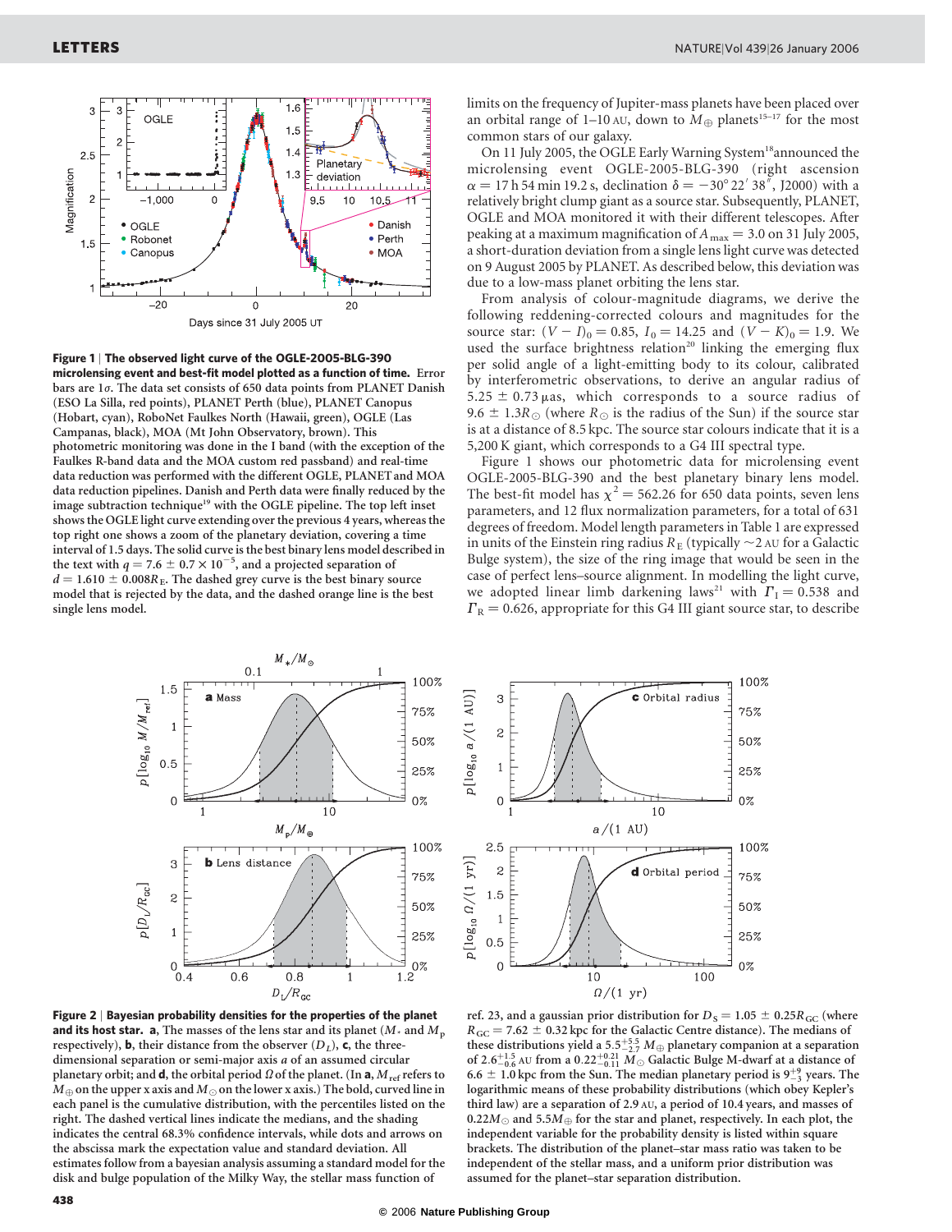**Figure 1 | The observed light curve of the OGLE-2005-BLG-390 microlensing event and best-fit model plotted as a function of time.** Error bars are 1σ. The data set consists of 650 data points from PLANET Danish (ESO La Silla, red points), PLANET Perth (blue), PLANET Canopus (Hobart, cyan), RoboNet Faulkes North (Hawaii, green), OGLE (Las Campanas, black), MOA (Mt John Observatory, brown). This photometric monitoring was done in the I band (with the exception of the Faulkes R-band data and the MOA custom red passband) and real-time data reduction was performed with the different OGLE, PLANET and MOA data reduction pipelines. Danish and Perth data were finally reduced by the image subtraction technique[19] with the OGLE pipeline. The top left inset shows the OGLE light curve extending over the previous 4 years, whereas the top right one shows a zoom of the planetary deviation, covering a time interval of 1.5 days. The solid curve is the best binary lens model described in the text with $q = 7.6 \pm 0.7 \times 10^{-5}$, and a projected separation of $d = 1.610 \pm 0.008 R_E$. The dashed grey curve is the best binary source model that is rejected by the data, and the dashed orange line is the best single lens model.

limits on the frequency of Jupiter-mass planets have been placed over an orbital range of 1–10 AU, down to $M_\oplus$ planets[15–17] for the most common stars of our galaxy.

On 11 July 2005, the OGLE Early Warning System[18] announced the microlensing event OGLE-2005-BLG-390 (right ascension $\alpha = 17$ h 54 min 19.2 s, declination $\delta = -30° 22' 38''$, J2000) with a relatively bright clump giant as a source star. Subsequently, PLANET, OGLE and MOA monitored it with their different telescopes. After peaking at a maximum magnification of $A_{max} = 3.0$ on 31 July 2005, a short-duration deviation from a single lens light curve was detected on 9 August 2005 by PLANET. As described below, this deviation was due to a low-mass planet orbiting the lens star.

From analysis of colour-magnitude diagrams, we derive the following reddening-corrected colours and magnitudes for the source star: $(V - I)_0 = 0.85$, $I_0 = 14.25$ and $(V - K)_0 = 1.9$. We used the surface brightness relation[20] linking the emerging flux per solid angle of a light-emitting body to its colour, calibrated by interferometric observations, to derive an angular radius of $5.25 \pm 0.73$ μas, which corresponds to a source radius of $9.6 \pm 1.3 R_\odot$ (where $R_\odot$ is the radius of the Sun) if the source star is at a distance of 8.5 kpc. The source star colours indicate that it is a 5,200 K giant, which corresponds to a G4 III spectral type.

Figure 1 shows our photometric data for microlensing event OGLE-2005-BLG-390 and the best planetary binary lens model. The best-fit model has $\chi^2 = 562.26$ for 650 data points, seven lens parameters, and 12 flux normalization parameters, for a total of 631 degrees of freedom. Model length parameters in Table 1 are expressed in units of the Einstein ring radius $R_E$ (typically ~2 AU for a Galactic Bulge system), the size of the ring image that would be seen in the case of perfect lens–source alignment. In modelling the light curve, we adopted linear limb darkening laws[21] with $\Gamma_I = 0.538$ and $\Gamma_R = 0.626$, appropriate for this G4 III giant source star, to describe

**Figure 2 | Bayesian probability densities for the properties of the planet and its host star.** **a**, The masses of the lens star and its planet ($M_*$ and $M_p$ respectively), **b**, their distance from the observer ($D_L$), **c**, the three-dimensional separation or semi-major axis $a$ of an assumed circular planetary orbit; and **d**, the orbital period $\Omega$ of the planet. (In **a**, $M_{ref}$ refers to $M_\oplus$ on the upper x axis and $M_\odot$ on the lower x axis.) The bold, curved line in each panel is the cumulative distribution, with the percentiles listed on the right. The dashed vertical lines indicate the medians, and the shading indicates the central 68.3% confidence intervals, while dots and arrows on the abscissa mark the expectation value and standard deviation. All estimates follow from a bayesian analysis assuming a standard model for the disk and bulge population of the Milky Way, the stellar mass function of ref. 23, and a gaussian prior distribution for $D_S = 1.05 \pm 0.25 R_{GC}$ (where $R_{GC} = 7.62 \pm 0.32$ kpc for the Galactic Centre distance). The medians of these distributions yield a $5.5^{+5.5}_{-2.7} M_\oplus$ planetary companion at a separation of $2.6^{+1.5}_{-0.6}$ AU from a $0.22^{+0.21}_{-0.11} M_\odot$ Galactic Bulge M-dwarf at a distance of $6.6 \pm 1.0$ kpc from the Sun. The median planetary period is $9^{+9}_{-3}$ years. The logarithmic means of these probability distributions (which obey Kepler's third law) are a separation of 2.9 AU, a period of 10.4 years, and masses of $0.22 M_\odot$ and $5.5 M_\oplus$ for the star and planet, respectively. In each plot, the independent variable for the probability density is listed within square brackets. The distribution of the planet–star mass ratio was taken to be independent of the stellar mass, and a uniform prior distribution was assumed for the planet–star separation distribution.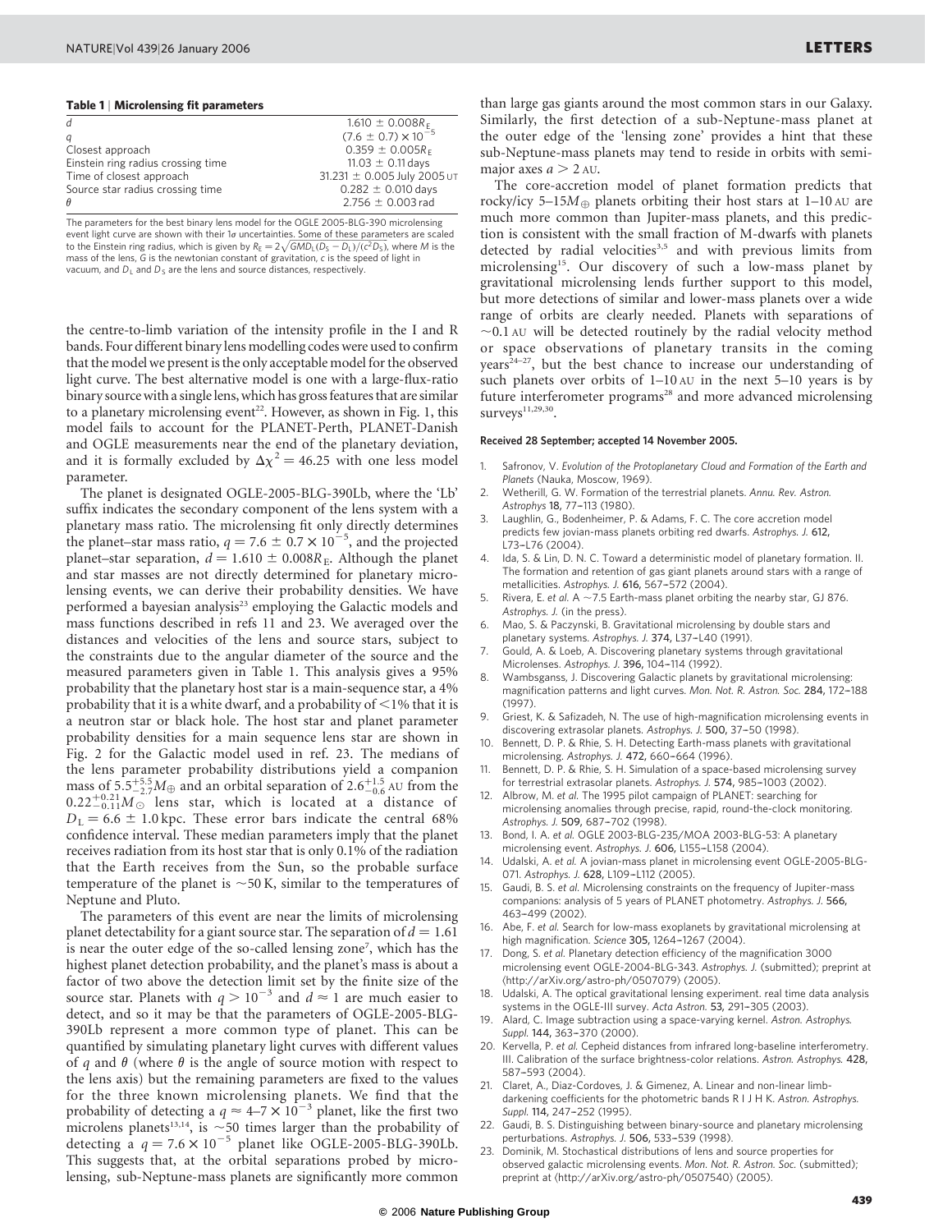**Table 1 | Microlensing fit parameters**

| | |
|---|---|
| $d$ | $1.610 \pm 0.008 R_E$ |
| $q$ | $(7.6 \pm 0.7) \times 10^{-5}$ |
| Closest approach | $0.359 \pm 0.005 R_E$ |
| Einstein ring radius crossing time | $11.03 \pm 0.11$ days |
| Time of closest approach | $31.231 \pm 0.005$ July 2005 UT |
| Source star radius crossing time | $0.282 \pm 0.010$ days |
| $\theta$ | $2.756 \pm 0.003$ rad |

The parameters for the best binary lens model for the OGLE 2005-BLG-390 microlensing event light curve are shown with their $1\sigma$ uncertainties. Some of these parameters are scaled to the Einstein ring radius, which is given by $R_E = 2\sqrt{GMD_L(D_S - D_L)/(c^2 D_S)}$, where $M$ is the mass of the lens, $G$ is the newtonian constant of gravitation, $c$ is the speed of light in vacuum, and $D_L$ and $D_S$ are the lens and source distances, respectively.

the centre-to-limb variation of the intensity profile in the I and R bands. Four different binary lens modelling codes were used to confirm that the model we present is the only acceptable model for the observed light curve. The best alternative model is one with a large-flux-ratio binary source with a single lens, which has gross features that are similar to a planetary microlensing event[22]. However, as shown in Fig. 1, this model fails to account for the PLANET-Perth, PLANET-Danish and OGLE measurements near the end of the planetary deviation, and it is formally excluded by $\Delta\chi^2 = 46.25$ with one less model parameter.

The planet is designated OGLE-2005-BLG-390Lb, where the 'Lb' suffix indicates the secondary component of the lens system with a planetary mass ratio. The microlensing fit only directly determines the planet–star mass ratio, $q = 7.6 \pm 0.7 \times 10^{-5}$, and the projected planet–star separation, $d = 1.610 \pm 0.008 R_E$. Although the planet and star masses are not directly determined for planetary microlensing events, we can derive their probability densities. We have performed a bayesian analysis[23] employing the Galactic models and mass functions described in refs 11 and 23. We averaged over the distances and velocities of the lens and source stars, subject to the constraints due to the angular diameter of the source and the measured parameters given in Table 1. This analysis gives a 95% probability that the planetary host star is a main-sequence star, a 4% probability that it is a white dwarf, and a probability of <1% that it is a neutron star or black hole. The host star and planet parameter probability densities for a main sequence lens star are shown in Fig. 2 for the Galactic model used in ref. 23. The medians of the lens parameter probability distributions yield a companion mass of $5.5^{+5.5}_{-2.7} M_\oplus$ and an orbital separation of $2.6^{+1.5}_{-0.6}$ AU from the $0.22^{+0.21}_{-0.11} M_\odot$ lens star, which is located at a distance of $D_L = 6.6 \pm 1.0$ kpc. These error bars indicate the central 68% confidence interval. These median parameters imply that the planet receives radiation from its host star that is only 0.1% of the radiation that the Earth receives from the Sun, so the probable surface temperature of the planet is ~50 K, similar to the temperatures of Neptune and Pluto.

The parameters of this event are near the limits of microlensing planet detectability for a giant source star. The separation of $d = 1.61$ is near the outer edge of the so-called lensing zone[7], which has the highest planet detection probability, and the planet's mass is about a factor of two above the detection limit set by the finite size of the source star. Planets with $q > 10^{-3}$ and $d \approx 1$ are much easier to detect, and so it may be that the parameters of OGLE-2005-BLG-390Lb represent a more common type of planet. This can be quantified by simulating planetary light curves with different values of $q$ and $\theta$ (where $\theta$ is the angle of source motion with respect to the lens axis) but the remaining parameters are fixed to the values for the three known microlensing planets. We find that the probability of detecting a $q \approx 4\text{–}7 \times 10^{-3}$ planet, like the first two microlens planets[13,14], is ~50 times larger than the probability of detecting a $q = 7.6 \times 10^{-5}$ planet like OGLE-2005-BLG-390Lb. This suggests that, at the orbital separations probed by microlensing, sub-Neptune-mass planets are significantly more common than large gas giants around the most common stars in our Galaxy. Similarly, the first detection of a sub-Neptune-mass planet at the outer edge of the 'lensing zone' provides a hint that these sub-Neptune-mass planets may tend to reside in orbits with semi-major axes $a > 2$ AU.

The core-accretion model of planet formation predicts that rocky/icy $5\text{–}15 M_\oplus$ planets orbiting their host stars at 1–10 AU are much more common than Jupiter-mass planets, and this prediction is consistent with the small fraction of M-dwarfs with planets detected by radial velocities[3,5] and with previous limits from microlensing[15]. Our discovery of such a low-mass planet by gravitational microlensing lends further support to this model, but more detections of similar and lower-mass planets over a wide range of orbits are clearly needed. Planets with separations of ~0.1 AU will be detected routinely by the radial velocity method or space observations of planetary transits in the coming years[24–27], but the best chance to increase our understanding of such planets over orbits of 1–10 AU in the next 5–10 years is by future interferometer programs[28] and more advanced microlensing surveys[11,29,30].

**Received 28 September; accepted 14 November 2005.**

1. Safronov, V. *Evolution of the Protoplanetary Cloud and Formation of the Earth and Planets* (Nauka, Moscow, 1969).
2. Wetherill, G. W. Formation of the terrestrial planets. *Annu. Rev. Astron. Astrophys* **18,** 77–113 (1980).
3. Laughlin, G., Bodenheimer, P. & Adams, F. C. The core accretion model predicts few jovian-mass planets orbiting red dwarfs. *Astrophys. J.* **612,** L73–L76 (2004).
4. Ida, S. & Lin, D. N. C. Toward a deterministic model of planetary formation. II. The formation and retention of gas giant planets around stars with a range of metallicities. *Astrophys. J.* **616,** 567–572 (2004).
5. Rivera, E. *et al.* A ~7.5 Earth-mass planet orbiting the nearby star, GJ 876. *Astrophys. J.* (in the press).
6. Mao, S. & Paczynski, B. Gravitational microlensing by double stars and planetary systems. *Astrophys. J.* **374,** L37–L40 (1991).
7. Gould, A. & Loeb, A. Discovering planetary systems through gravitational Microlenses. *Astrophys. J.* **396,** 104–114 (1992).
8. Wambsganss, J. Discovering Galactic planets by gravitational microlensing: magnification patterns and light curves. *Mon. Not. R. Astron. Soc.* **284,** 172–188 (1997).
9. Griest, K. & Safizadeh, N. The use of high-magnification microlensing events in discovering extrasolar planets. *Astrophys. J.* **500,** 37–50 (1998).
10. Bennett, D. P. & Rhie, S. H. Detecting Earth-mass planets with gravitational microlensing. *Astrophys. J.* **472,** 660–664 (1996).
11. Bennett, D. P. & Rhie, S. H. Simulation of a space-based microlensing survey for terrestrial extrasolar planets. *Astrophys. J.* **574,** 985–1003 (2002).
12. Albrow, M. *et al.* The 1995 pilot campaign of PLANET: searching for microlensing anomalies through precise, rapid, round-the-clock monitoring. *Astrophys. J.* **509,** 687–702 (1998).
13. Bond, I. A. *et al.* OGLE 2003-BLG-235/MOA 2003-BLG-53: A planetary microlensing event. *Astrophys. J.* **606,** L155–L158 (2004).
14. Udalski, A. *et al.* A jovian-mass planet in microlensing event OGLE-2005-BLG-071. *Astrophys. J.* **628,** L109–L112 (2005).
15. Gaudi, B. S. *et al.* Microlensing constraints on the frequency of Jupiter-mass companions: analysis of 5 years of PLANET photometry. *Astrophys. J.* **566,** 463–499 (2002).
16. Abe, F. *et al.* Search for low-mass exoplanets by gravitational microlensing at high magnification. *Science* **305,** 1264–1267 (2004).
17. Dong, S. *et al.* Planetary detection efficiency of the magnification 3000 microlensing event OGLE-2004-BLG-343. *Astrophys. J.* (submitted); preprint at ⟨http://arXiv.org/astro-ph/0507079⟩ (2005).
18. Udalski, A. The optical gravitational lensing experiment. real time data analysis systems in the OGLE-III survey. *Acta Astron.* **53,** 291–305 (2003).
19. Alard, C. Image subtraction using a space-varying kernel. *Astron. Astrophys. Suppl.* **144,** 363–370 (2000).
20. Kervella, P. *et al.* Cepheid distances from infrared long-baseline interferometry. III. Calibration of the surface brightness-color relations. *Astron. Astrophys.* **428,** 587–593 (2004).
21. Claret, A., Diaz-Cordoves, J. & Gimenez, A. Linear and non-linear limb-darkening coefficients for the photometric bands R I J H K. *Astron. Astrophys. Suppl.* **114,** 247–252 (1995).
22. Gaudi, B. S. Distinguishing between binary-source and planetary microlensing perturbations. *Astrophys. J.* **506,** 533–539 (1998).
23. Dominik, M. Stochastical distributions of lens and source properties for observed galactic microlensing events. *Mon. Not. R. Astron. Soc.* (submitted); preprint at ⟨http://arXiv.org/astro-ph/0507540⟩ (2005).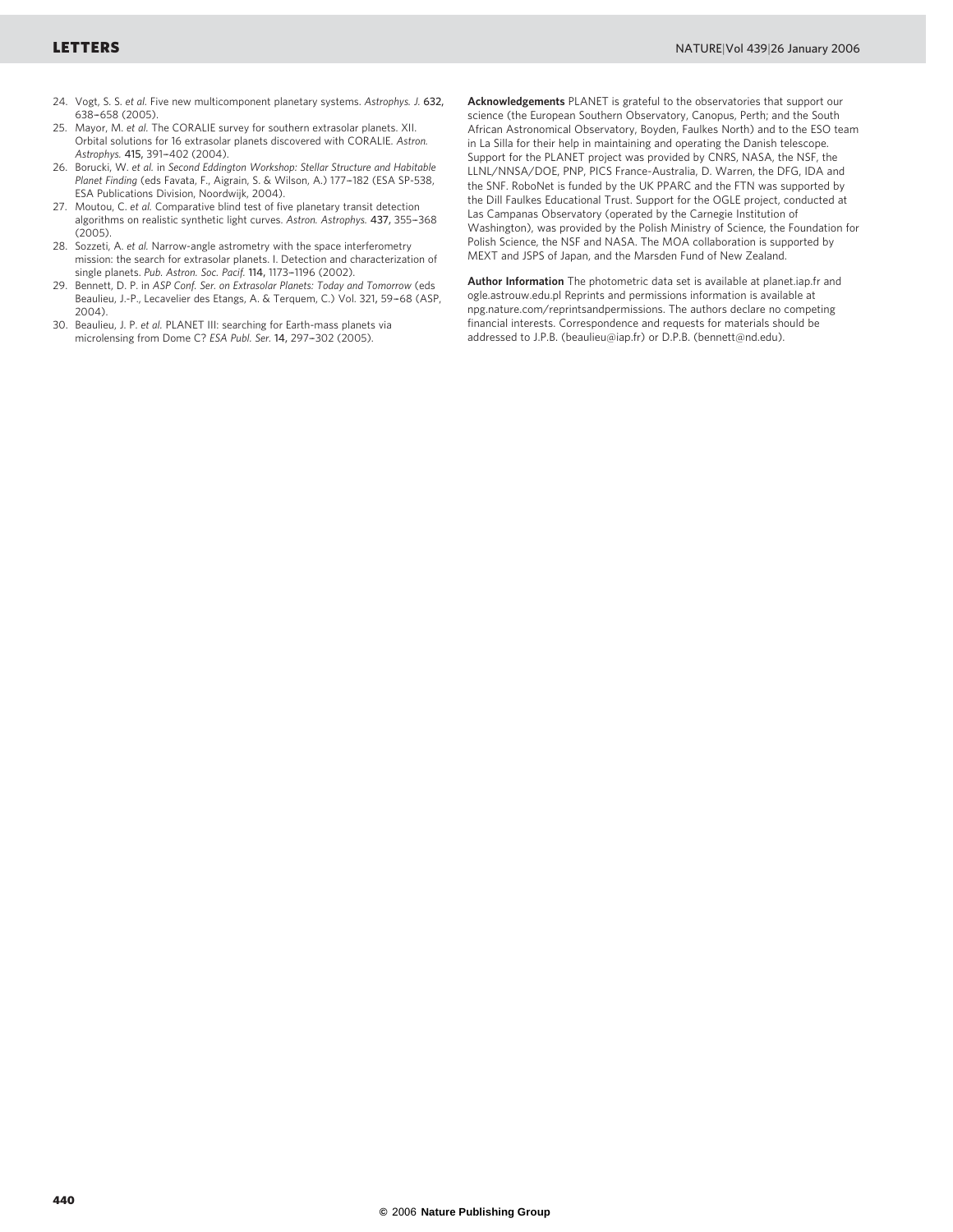24. Vogt, S. S. *et al.* Five new multicomponent planetary systems. *Astrophys. J.* **632,** 638–658 (2005).
25. Mayor, M. *et al.* The CORALIE survey for southern extrasolar planets. XII. Orbital solutions for 16 extrasolar planets discovered with CORALIE. *Astron. Astrophys.* **415,** 391–402 (2004).
26. Borucki, W. *et al.* in *Second Eddington Workshop: Stellar Structure and Habitable Planet Finding* (eds Favata, F., Aigrain, S. & Wilson, A.) 177–182 (ESA SP-538, ESA Publications Division, Noordwijk, 2004).
27. Moutou, C. *et al.* Comparative blind test of five planetary transit detection algorithms on realistic synthetic light curves. *Astron. Astrophys.* **437,** 355–368 (2005).
28. Sozzeti, A. *et al.* Narrow-angle astrometry with the space interferometry mission: the search for extrasolar planets. I. Detection and characterization of single planets. *Pub. Astron. Soc. Pacif.* **114,** 1173–1196 (2002).
29. Bennett, D. P. in *ASP Conf. Ser. on Extrasolar Planets: Today and Tomorrow* (eds Beaulieu, J.-P., Lecavelier des Etangs, A. & Terquem, C.) Vol. 321, 59–68 (ASP, 2004).
30. Beaulieu, J. P. *et al.* PLANET III: searching for Earth-mass planets via microlensing from Dome C? *ESA Publ. Ser.* **14,** 297–302 (2005).

**Acknowledgements** PLANET is grateful to the observatories that support our science (the European Southern Observatory, Canopus, Perth; and the South African Astronomical Observatory, Boyden, Faulkes North) and to the ESO team in La Silla for their help in maintaining and operating the Danish telescope. Support for the PLANET project was provided by CNRS, NASA, the NSF, the LLNL/NNSA/DOE, PNP, PICS France-Australia, D. Warren, the DFG, IDA and the SNF. RoboNet is funded by the UK PPARC and the FTN was supported by the Dill Faulkes Educational Trust. Support for the OGLE project, conducted at Las Campanas Observatory (operated by the Carnegie Institution of Washington), was provided by the Polish Ministry of Science, the Foundation for Polish Science, the NSF and NASA. The MOA collaboration is supported by MEXT and JSPS of Japan, and the Marsden Fund of New Zealand.

**Author Information** The photometric data set is available at planet.iap.fr and ogle.astrouw.edu.pl Reprints and permissions information is available at npg.nature.com/reprintsandpermissions. The authors declare no competing financial interests. Correspondence and requests for materials should be addressed to J.P.B. (beaulieu@iap.fr) or D.P.B. (bennett@nd.edu).